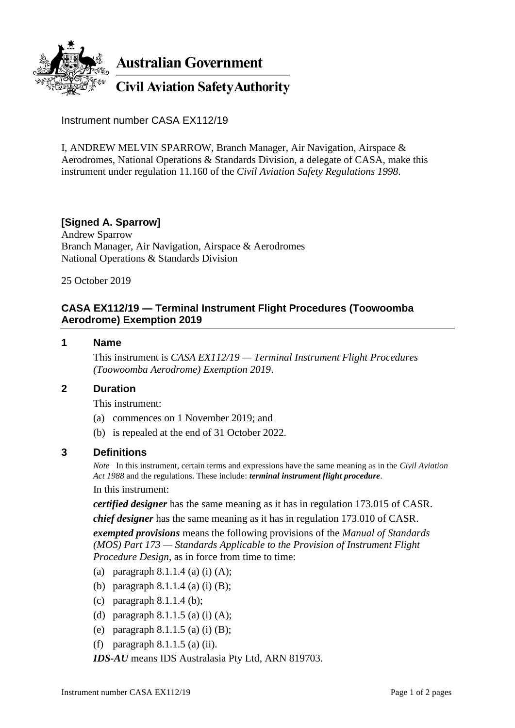**Australian Government**

**Civil Aviation Safety Authority**

Instrument number CASA EX112/19

I, ANDREW MELVIN SPARROW, Branch Manager, Air Navigation, Airspace & Aerodromes, National Operations & Standards Division, a delegate of CASA, make this instrument under regulation 11.160 of the *Civil Aviation Safety Regulations 1998*.

**[Signed A. Sparrow]**
Andrew Sparrow
Branch Manager, Air Navigation, Airspace & Aerodromes
National Operations & Standards Division

25 October 2019

## CASA EX112/19 — Terminal Instrument Flight Procedures (Toowoomba Aerodrome) Exemption 2019

### 1 Name

This instrument is *CASA EX112/19 — Terminal Instrument Flight Procedures (Toowoomba Aerodrome) Exemption 2019*.

### 2 Duration

This instrument:

(a) commences on 1 November 2019; and

(b) is repealed at the end of 31 October 2022.

### 3 Definitions

*Note* In this instrument, certain terms and expressions have the same meaning as in the *Civil Aviation Act 1988* and the regulations. These include: ***terminal instrument flight procedure***.

In this instrument:

***certified designer*** has the same meaning as it has in regulation 173.015 of CASR.

***chief designer*** has the same meaning as it has in regulation 173.010 of CASR.

***exempted provisions*** means the following provisions of the *Manual of Standards (MOS) Part 173 — Standards Applicable to the Provision of Instrument Flight Procedure Design*, as in force from time to time:

(a) paragraph 8.1.1.4 (a) (i) (A);

(b) paragraph 8.1.1.4 (a) (i) (B);

(c) paragraph 8.1.1.4 (b);

(d) paragraph 8.1.1.5 (a) (i) (A);

(e) paragraph 8.1.1.5 (a) (i) (B);

(f) paragraph 8.1.1.5 (a) (ii).

***IDS-AU*** means IDS Australasia Pty Ltd, ARN 819703.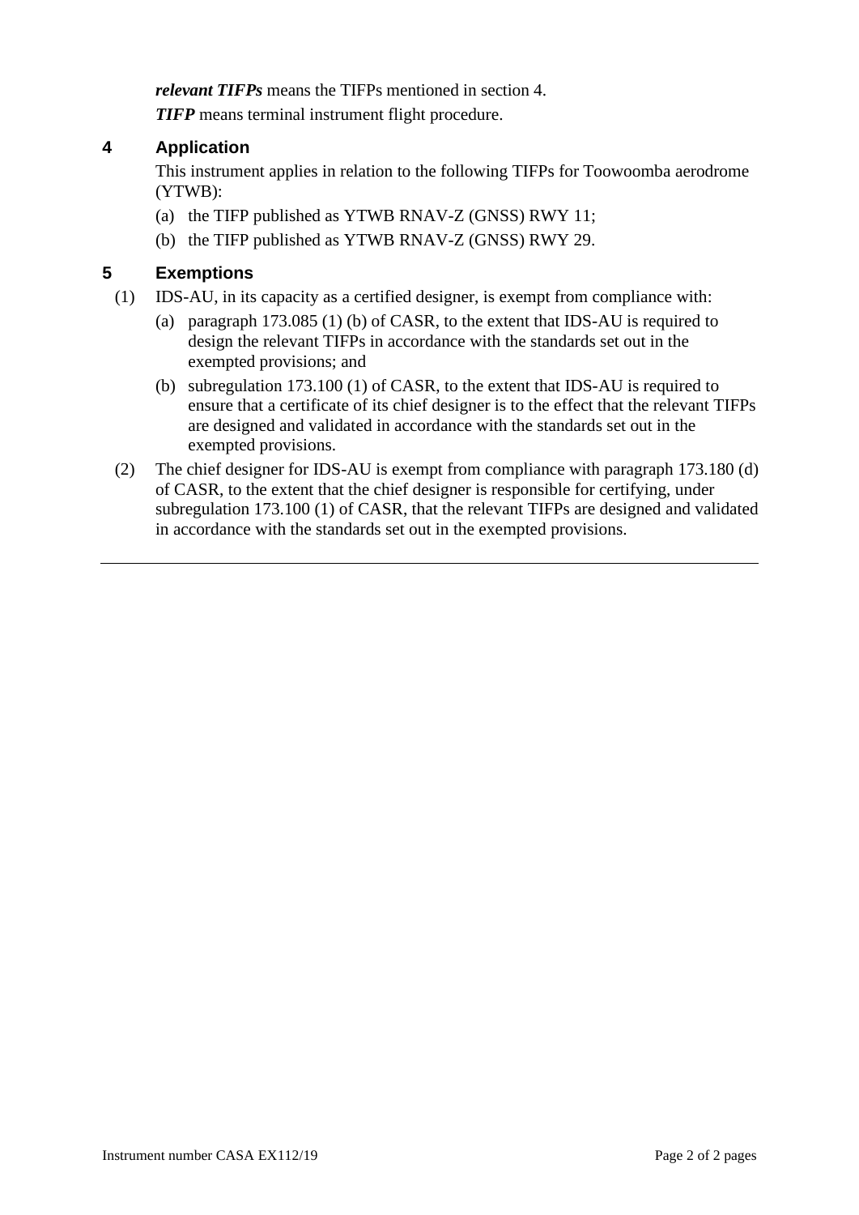***relevant TIFPs*** means the TIFPs mentioned in section 4.

***TIFP*** means terminal instrument flight procedure.

## 4 Application

This instrument applies in relation to the following TIFPs for Toowoomba aerodrome (YTWB):

(a) the TIFP published as YTWB RNAV-Z (GNSS) RWY 11;

(b) the TIFP published as YTWB RNAV-Z (GNSS) RWY 29.

## 5 Exemptions

(1) IDS-AU, in its capacity as a certified designer, is exempt from compliance with:

(a) paragraph 173.085 (1) (b) of CASR, to the extent that IDS-AU is required to design the relevant TIFPs in accordance with the standards set out in the exempted provisions; and

(b) subregulation 173.100 (1) of CASR, to the extent that IDS-AU is required to ensure that a certificate of its chief designer is to the effect that the relevant TIFPs are designed and validated in accordance with the standards set out in the exempted provisions.

(2) The chief designer for IDS-AU is exempt from compliance with paragraph 173.180 (d) of CASR, to the extent that the chief designer is responsible for certifying, under subregulation 173.100 (1) of CASR, that the relevant TIFPs are designed and validated in accordance with the standards set out in the exempted provisions.